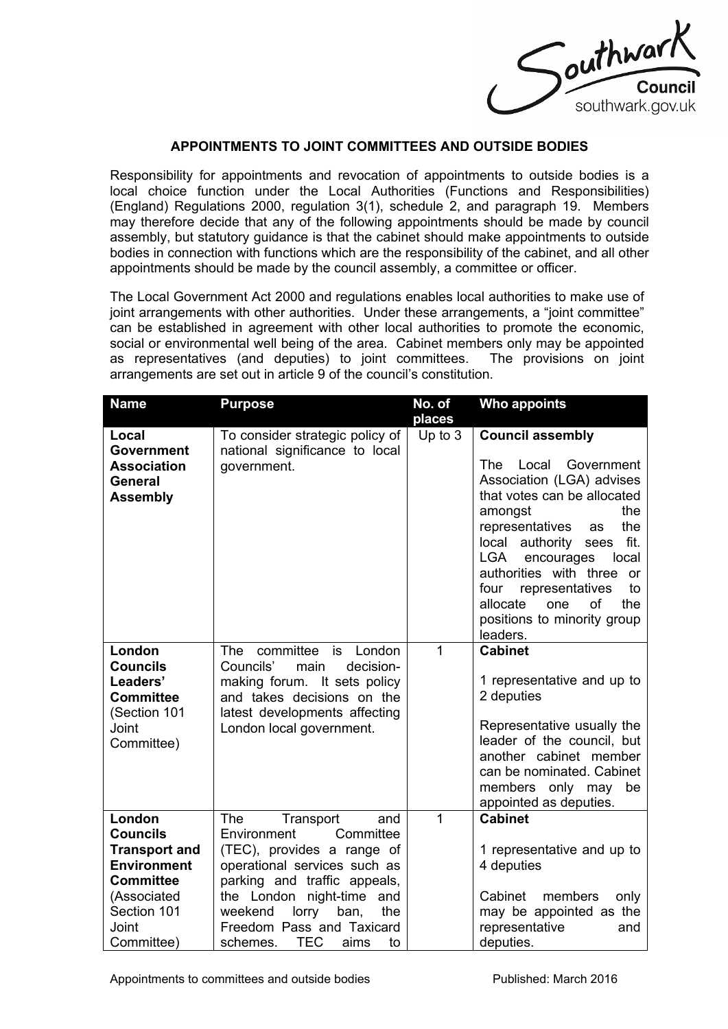## APPOINTMENTS TO JOINT COMMITTEES AND OUTSIDE BODIES

Responsibility for appointments and revocation of appointments to outside bodies is a local choice function under the Local Authorities (Functions and Responsibilities) (England) Regulations 2000, regulation 3(1), schedule 2, and paragraph 19. Members may therefore decide that any of the following appointments should be made by council assembly, but statutory guidance is that the cabinet should make appointments to outside bodies in connection with functions which are the responsibility of the cabinet, and all other appointments should be made by the council assembly, a committee or officer.

The Local Government Act 2000 and regulations enables local authorities to make use of joint arrangements with other authorities. Under these arrangements, a "joint committee" can be established in agreement with other local authorities to promote the economic, social or environmental well being of the area. Cabinet members only may be appointed as representatives (and deputies) to joint committees. The provisions on joint arrangements are set out in article 9 of the council's constitution.

| Name | Purpose | No. of places | Who appoints |
|---|---|---|---|
| **Local Government Association General Assembly** | To consider strategic policy of national significance to local government. | Up to 3 | **Council assembly**<br><br>The Local Government Association (LGA) advises that votes can be allocated amongst the representatives as the local authority sees fit. LGA encourages local authorities with three or four representatives to allocate one of the positions to minority group leaders. |
| **London Councils Leaders' Committee** (Section 101 Joint Committee) | The committee is London Councils' main decision-making forum. It sets policy and takes decisions on the latest developments affecting London local government. | 1 | **Cabinet**<br><br>1 representative and up to 2 deputies<br><br>Representative usually the leader of the council, but another cabinet member can be nominated. Cabinet members only may be appointed as deputies. |
| **London Councils Transport and Environment Committee** (Associated Section 101 Joint Committee) | The Transport and Environment Committee (TEC), provides a range of operational services such as parking and traffic appeals, the London night-time and weekend lorry ban, the Freedom Pass and Taxicard schemes. TEC aims to | 1 | **Cabinet**<br><br>1 representative and up to 4 deputies<br><br>Cabinet members only may be appointed as the representative and deputies. |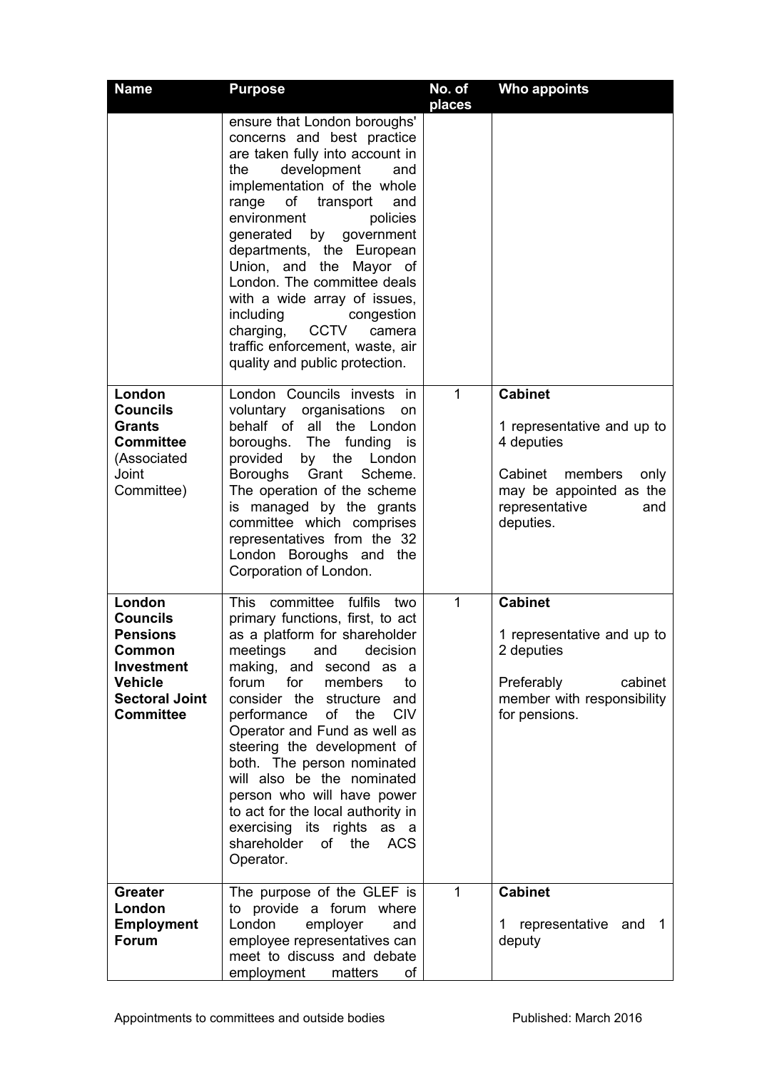| Name | Purpose | No. of places | Who appoints |
| --- | --- | --- | --- |
| | ensure that London boroughs' concerns and best practice are taken fully into account in the development and implementation of the whole range of transport and environment policies generated by government departments, the European Union, and the Mayor of London. The committee deals with a wide array of issues, including congestion charging, CCTV camera traffic enforcement, waste, air quality and public protection. | | |
| **London Councils Grants Committee** (Associated Joint Committee) | London Councils invests in voluntary organisations on behalf of all the London boroughs. The funding is provided by the London Boroughs Grant Scheme. The operation of the scheme is managed by the grants committee which comprises representatives from the 32 London Boroughs and the Corporation of London. | 1 | **Cabinet**<br><br>1 representative and up to 4 deputies<br><br>Cabinet members only may be appointed as the representative and deputies. |
| **London Councils Pensions Common Investment Vehicle Sectoral Joint Committee** | This committee fulfils two primary functions, first, to act as a platform for shareholder meetings and decision making, and second as a forum for members to consider the structure and performance of the CIV Operator and Fund as well as steering the development of both. The person nominated will also be the nominated person who will have power to act for the local authority in exercising its rights as a shareholder of the ACS Operator. | 1 | **Cabinet**<br><br>1 representative and up to 2 deputies<br><br>Preferably cabinet member with responsibility for pensions. |
| **Greater London Employment Forum** | The purpose of the GLEF is to provide a forum where London employer and employee representatives can meet to discuss and debate employment matters of | 1 | **Cabinet**<br><br>1 representative and 1 deputy |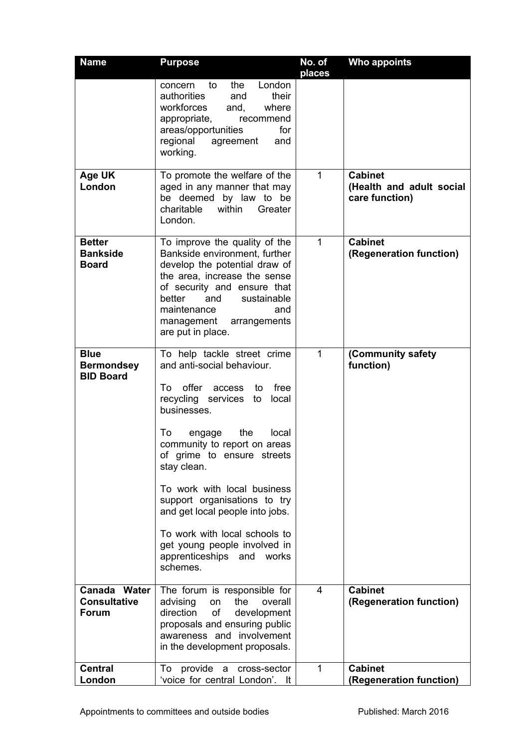| Name | Purpose | No. of places | Who appoints |
|---|---|---|---|
| | concern to the London authorities and their workforces and, where appropriate, recommend areas/opportunities for regional agreement and working. | | |
| **Age UK London** | To promote the welfare of the aged in any manner that may be deemed by law to be charitable within Greater London. | 1 | **Cabinet (Health and adult social care function)** |
| **Better Bankside Board** | To improve the quality of the Bankside environment, further develop the potential draw of the area, increase the sense of security and ensure that better and sustainable maintenance and management arrangements are put in place. | 1 | **Cabinet (Regeneration function)** |
| **Blue Bermondsey BID Board** | To help tackle street crime and anti-social behaviour.<br><br>To offer access to free recycling services to local businesses.<br><br>To engage the local community to report on areas of grime to ensure streets stay clean.<br><br>To work with local business support organisations to try and get local people into jobs.<br><br>To work with local schools to get young people involved in apprenticeships and works schemes. | 1 | **(Community safety function)** |
| **Canada Water Consultative Forum** | The forum is responsible for advising on the overall direction of development proposals and ensuring public awareness and involvement in the development proposals. | 4 | **Cabinet (Regeneration function)** |
| **Central London** | To provide a cross-sector 'voice for central London'. It | 1 | **Cabinet (Regeneration function)** |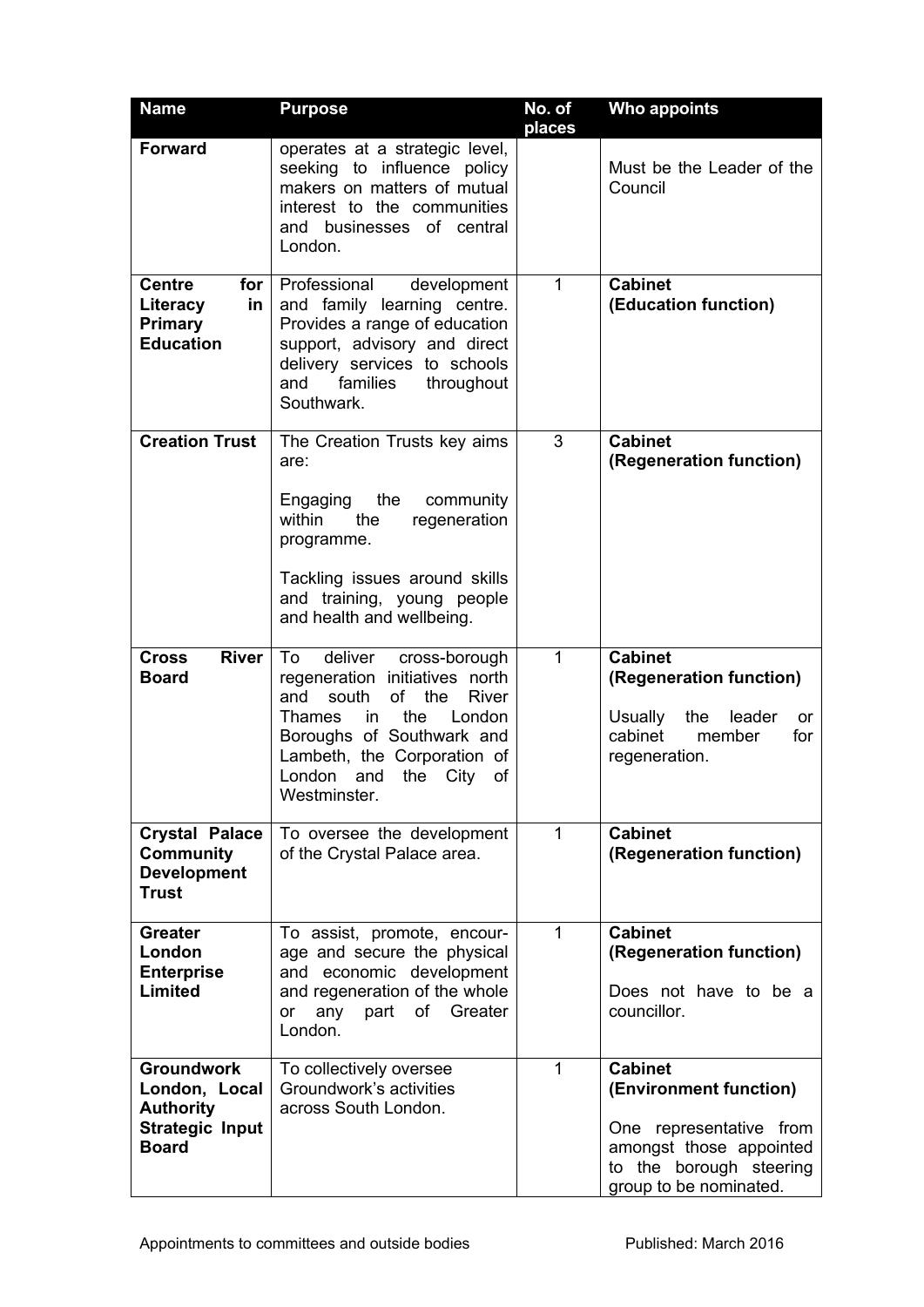| Name | Purpose | No. of places | Who appoints |
|---|---|---|---|
| **Forward** | operates at a strategic level, seeking to influence policy makers on matters of mutual interest to the communities and businesses of central London. | | Must be the Leader of the Council |
| **Centre for Literacy in Primary Education** | Professional development and family learning centre. Provides a range of education support, advisory and direct delivery services to schools and families throughout Southwark. | 1 | **Cabinet (Education function)** |
| **Creation Trust** | The Creation Trusts key aims are:<br><br>Engaging the community within the regeneration programme.<br><br>Tackling issues around skills and training, young people and health and wellbeing. | 3 | **Cabinet (Regeneration function)** |
| **Cross River Board** | To deliver cross-borough regeneration initiatives north and south of the River Thames in the London Boroughs of Southwark and Lambeth, the Corporation of London and the City of Westminster. | 1 | **Cabinet (Regeneration function)**<br><br>Usually the leader or cabinet member for regeneration. |
| **Crystal Palace Community Development Trust** | To oversee the development of the Crystal Palace area. | 1 | **Cabinet (Regeneration function)** |
| **Greater London Enterprise Limited** | To assist, promote, encourage and secure the physical and economic development and regeneration of the whole or any part of Greater London. | 1 | **Cabinet (Regeneration function)**<br><br>Does not have to be a councillor. |
| **Groundwork London, Local Authority Strategic Input Board** | To collectively oversee Groundwork's activities across South London. | 1 | **Cabinet (Environment function)**<br><br>One representative from amongst those appointed to the borough steering group to be nominated. |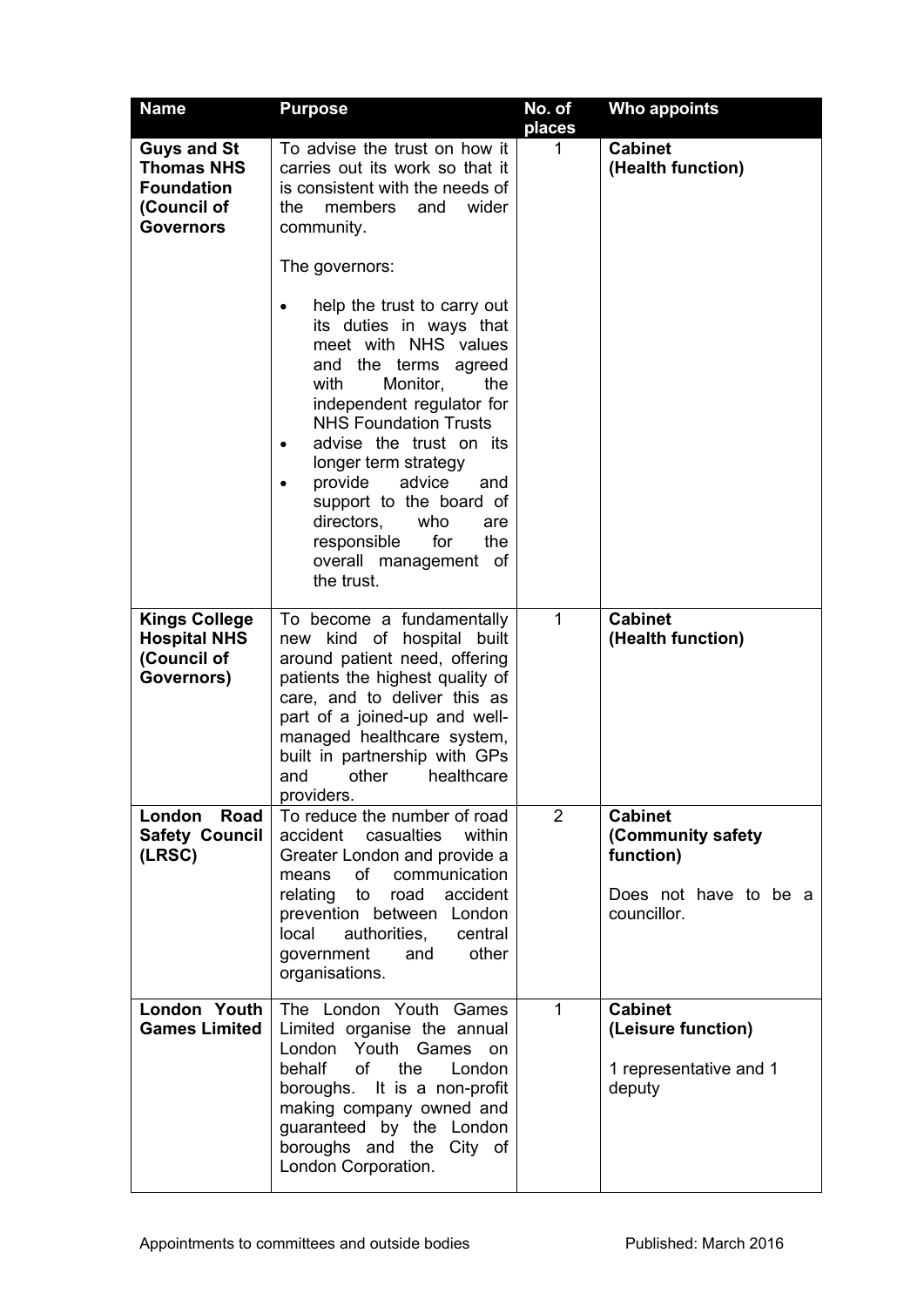| Name | Purpose | No. of places | Who appoints |
|---|---|---|---|
| **Guys and St Thomas NHS Foundation (Council of Governors** | To advise the trust on how it carries out its work so that it is consistent with the needs of the members and wider community.<br><br>The governors:<br><br>• help the trust to carry out its duties in ways that meet with NHS values and the terms agreed with Monitor, the independent regulator for NHS Foundation Trusts<br>• advise the trust on its longer term strategy<br>• provide advice and support to the board of directors, who are responsible for the overall management of the trust. | 1 | **Cabinet (Health function)** |
| **Kings College Hospital NHS (Council of Governors)** | To become a fundamentally new kind of hospital built around patient need, offering patients the highest quality of care, and to deliver this as part of a joined-up and well-managed healthcare system, built in partnership with GPs and other healthcare providers. | 1 | **Cabinet (Health function)** |
| **London Road Safety Council (LRSC)** | To reduce the number of road accident casualties within Greater London and provide a means of communication relating to road accident prevention between London local authorities, central government and other organisations. | 2 | **Cabinet (Community safety function)**<br><br>Does not have to be a councillor. |
| **London Youth Games Limited** | The London Youth Games Limited organise the annual London Youth Games on behalf of the London boroughs. It is a non-profit making company owned and guaranteed by the London boroughs and the City of London Corporation. | 1 | **Cabinet (Leisure function)**<br><br>1 representative and 1 deputy |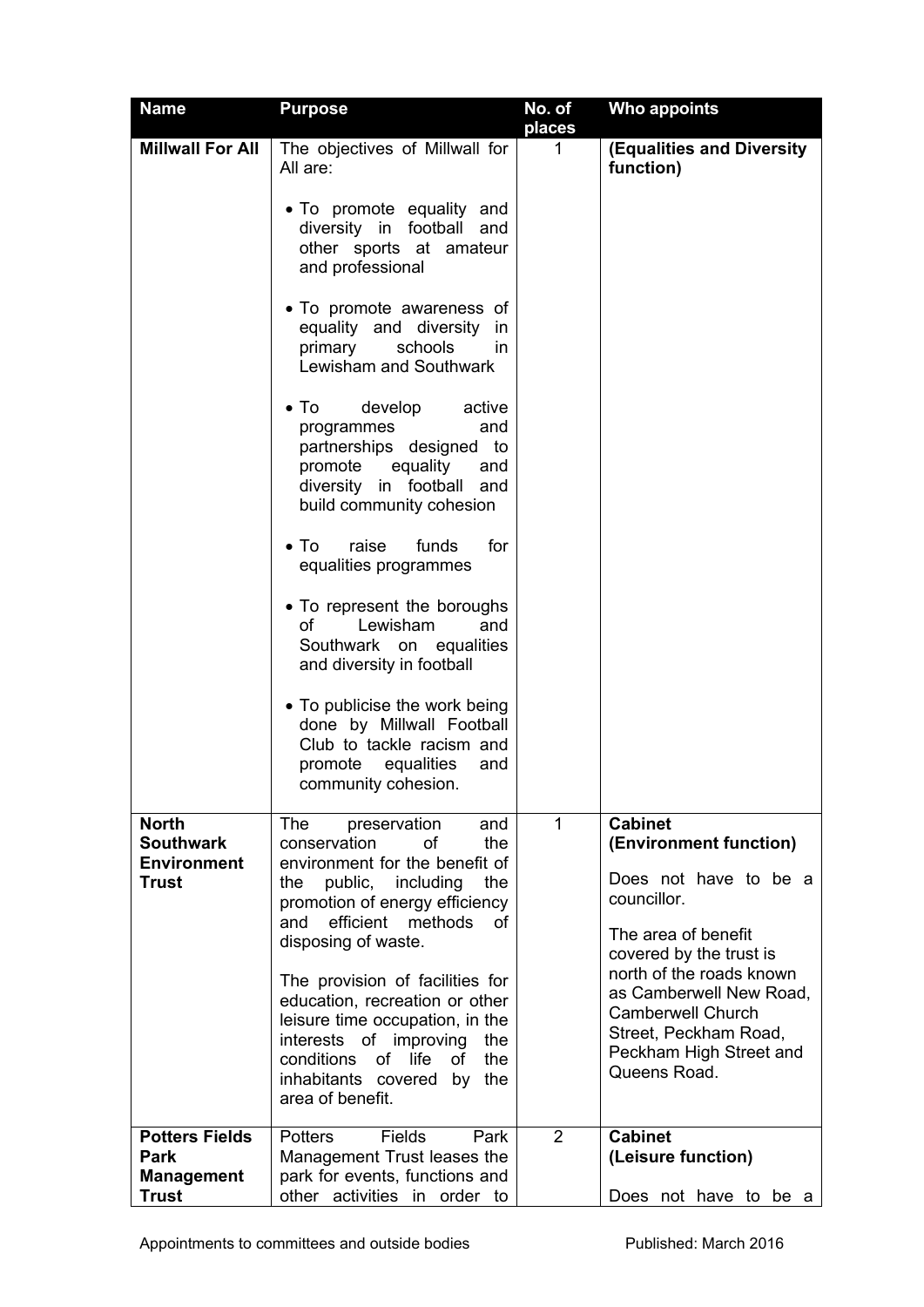| Name | Purpose | No. of places | Who appoints |
|---|---|---|---|
| **Millwall For All** | The objectives of Millwall for All are:<br><br>• To promote equality and diversity in football and other sports at amateur and professional<br><br>• To promote awareness of equality and diversity in primary schools in Lewisham and Southwark<br><br>• To develop active programmes and partnerships designed to promote equality and diversity in football and build community cohesion<br><br>• To raise funds for equalities programmes<br><br>• To represent the boroughs of Lewisham and Southwark on equalities and diversity in football<br><br>• To publicise the work being done by Millwall Football Club to tackle racism and promote equalities and community cohesion. | 1 | **(Equalities and Diversity function)** |
| **North Southwark Environment Trust** | The preservation and conservation of the environment for the benefit of the public, including the promotion of energy efficiency and efficient methods of disposing of waste.<br><br>The provision of facilities for education, recreation or other leisure time occupation, in the interests of improving the conditions of life of the inhabitants covered by the area of benefit. | 1 | **Cabinet (Environment function)**<br><br>Does not have to be a councillor.<br><br>The area of benefit covered by the trust is north of the roads known as Camberwell New Road, Camberwell Church Street, Peckham Road, Peckham High Street and Queens Road. |
| **Potters Fields Park Management Trust** | Potters Fields Park Management Trust leases the park for events, functions and other activities in order to | 2 | **Cabinet (Leisure function)**<br><br>Does not have to be a |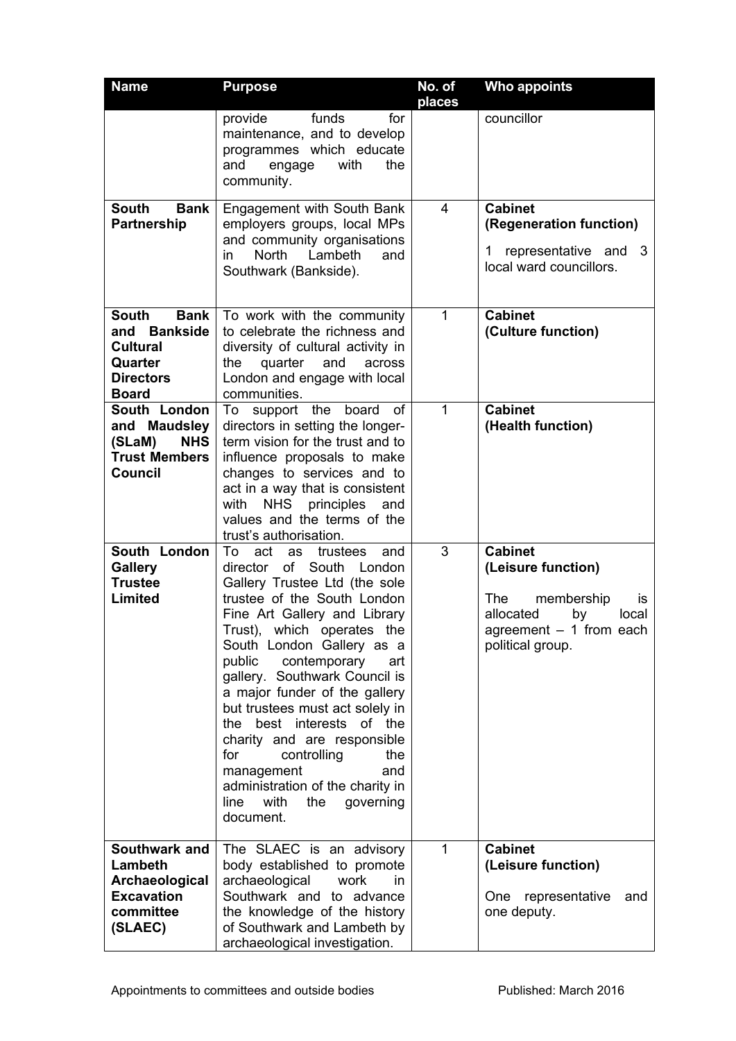| Name | Purpose | No. of places | Who appoints |
|---|---|---|---|
| | provide funds for maintenance, and to develop programmes which educate and engage with the community. | | councillor |
| **South Bank Partnership** | Engagement with South Bank employers groups, local MPs and community organisations in North Lambeth and Southwark (Bankside). | 4 | **Cabinet (Regeneration function)**<br><br>1 representative and 3 local ward councillors. |
| **South Bank and Bankside Cultural Quarter Directors Board** | To work with the community to celebrate the richness and diversity of cultural activity in the quarter and across London and engage with local communities. | 1 | **Cabinet (Culture function)** |
| **South London and Maudsley (SLaM) NHS Trust Members Council** | To support the board of directors in setting the longer-term vision for the trust and to influence proposals to make changes to services and to act in a way that is consistent with NHS principles and values and the terms of the trust's authorisation. | 1 | **Cabinet (Health function)** |
| **South London Gallery Trustee Limited** | To act as trustees and director of South London Gallery Trustee Ltd (the sole trustee of the South London Fine Art Gallery and Library Trust), which operates the South London Gallery as a public contemporary art gallery. Southwark Council is a major funder of the gallery but trustees must act solely in the best interests of the charity and are responsible for controlling the management and administration of the charity in line with the governing document. | 3 | **Cabinet (Leisure function)**<br><br>The membership is allocated by local agreement – 1 from each political group. |
| **Southwark and Lambeth Archaeological Excavation committee (SLAEC)** | The SLAEC is an advisory body established to promote archaeological work in Southwark and to advance the knowledge of the history of Southwark and Lambeth by archaeological investigation. | 1 | **Cabinet (Leisure function)**<br><br>One representative and one deputy. |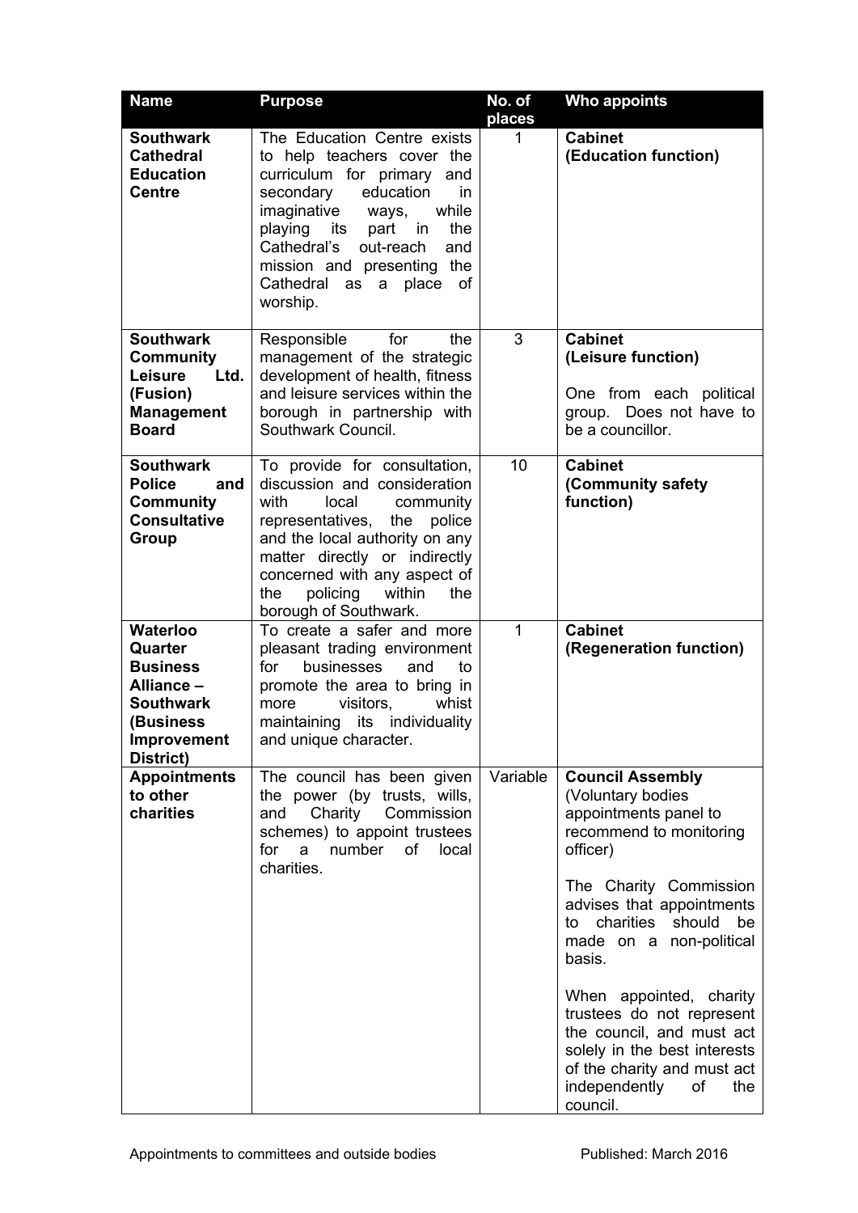| Name | Purpose | No. of places | Who appoints |
|---|---|---|---|
| **Southwark Cathedral Education Centre** | The Education Centre exists to help teachers cover the curriculum for primary and secondary education in imaginative ways, while playing its part in the Cathedral's out-reach and mission and presenting the Cathedral as a place of worship. | 1 | **Cabinet (Education function)** |
| **Southwark Community Leisure Ltd. (Fusion) Management Board** | Responsible for the management of the strategic development of health, fitness and leisure services within the borough in partnership with Southwark Council. | 3 | **Cabinet (Leisure function)**<br><br>One from each political group. Does not have to be a councillor. |
| **Southwark Police and Community Consultative Group** | To provide for consultation, discussion and consideration with local community representatives, the police and the local authority on any matter directly or indirectly concerned with any aspect of the policing within the borough of Southwark. | 10 | **Cabinet (Community safety function)** |
| **Waterloo Quarter Business Alliance – Southwark (Business Improvement District)** | To create a safer and more pleasant trading environment for businesses and to promote the area to bring in more visitors, whist maintaining its individuality and unique character. | 1 | **Cabinet (Regeneration function)** |
| **Appointments to other charities** | The council has been given the power (by trusts, wills, and Charity Commission schemes) to appoint trustees for a number of local charities. | Variable | **Council Assembly** (Voluntary bodies appointments panel to recommend to monitoring officer)<br><br>The Charity Commission advises that appointments to charities should be made on a non-political basis.<br><br>When appointed, charity trustees do not represent the council, and must act solely in the best interests of the charity and must act independently of the council. |